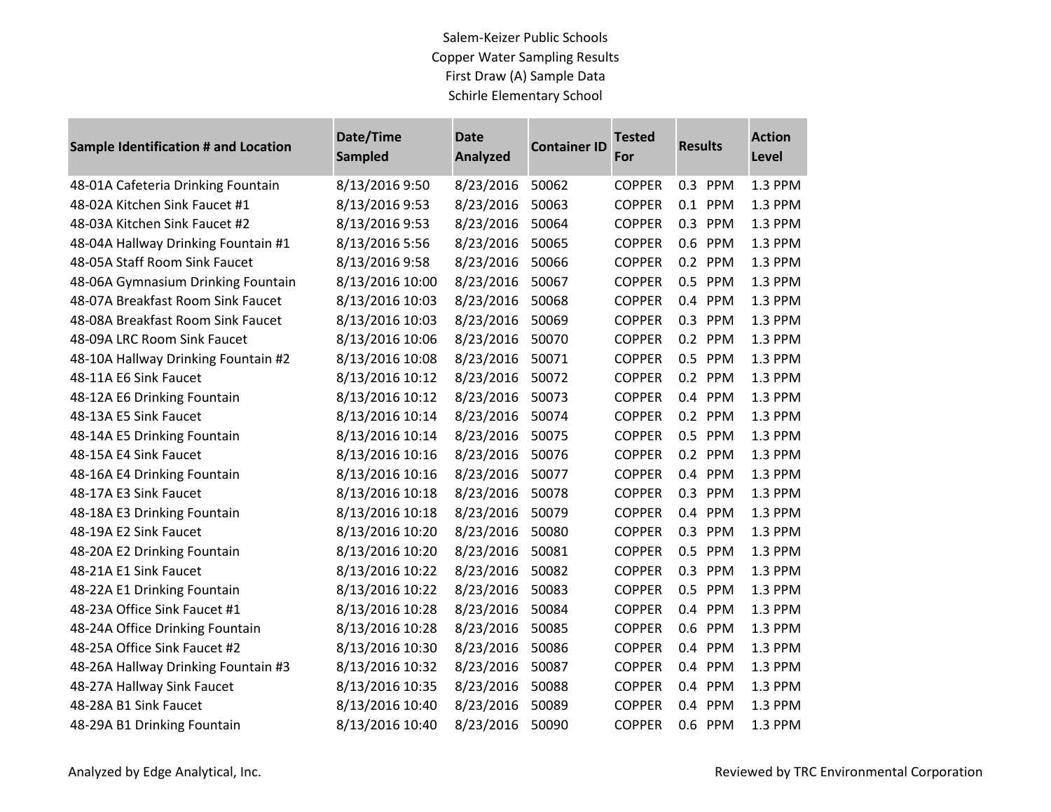Salem-Keizer Public Schools
Copper Water Sampling Results
First Draw (A) Sample Data
Schirle Elementary School

| Sample Identification # and Location | Date/Time Sampled | Date Analyzed | Container ID | Tested For | Results | Action Level |
|---|---|---|---|---|---|---|
| 48-01A Cafeteria Drinking Fountain | 8/13/2016 9:50 | 8/23/2016 | 50062 | COPPER | 0.3 PPM | 1.3 PPM |
| 48-02A Kitchen Sink Faucet #1 | 8/13/2016 9:53 | 8/23/2016 | 50063 | COPPER | 0.1 PPM | 1.3 PPM |
| 48-03A Kitchen Sink Faucet #2 | 8/13/2016 9:53 | 8/23/2016 | 50064 | COPPER | 0.3 PPM | 1.3 PPM |
| 48-04A Hallway Drinking Fountain #1 | 8/13/2016 5:56 | 8/23/2016 | 50065 | COPPER | 0.6 PPM | 1.3 PPM |
| 48-05A Staff Room Sink Faucet | 8/13/2016 9:58 | 8/23/2016 | 50066 | COPPER | 0.2 PPM | 1.3 PPM |
| 48-06A Gymnasium Drinking Fountain | 8/13/2016 10:00 | 8/23/2016 | 50067 | COPPER | 0.5 PPM | 1.3 PPM |
| 48-07A Breakfast Room Sink Faucet | 8/13/2016 10:03 | 8/23/2016 | 50068 | COPPER | 0.4 PPM | 1.3 PPM |
| 48-08A Breakfast Room Sink Faucet | 8/13/2016 10:03 | 8/23/2016 | 50069 | COPPER | 0.3 PPM | 1.3 PPM |
| 48-09A LRC Room Sink Faucet | 8/13/2016 10:06 | 8/23/2016 | 50070 | COPPER | 0.2 PPM | 1.3 PPM |
| 48-10A Hallway Drinking Fountain #2 | 8/13/2016 10:08 | 8/23/2016 | 50071 | COPPER | 0.5 PPM | 1.3 PPM |
| 48-11A E6 Sink Faucet | 8/13/2016 10:12 | 8/23/2016 | 50072 | COPPER | 0.2 PPM | 1.3 PPM |
| 48-12A E6 Drinking Fountain | 8/13/2016 10:12 | 8/23/2016 | 50073 | COPPER | 0.4 PPM | 1.3 PPM |
| 48-13A E5 Sink Faucet | 8/13/2016 10:14 | 8/23/2016 | 50074 | COPPER | 0.2 PPM | 1.3 PPM |
| 48-14A E5 Drinking Fountain | 8/13/2016 10:14 | 8/23/2016 | 50075 | COPPER | 0.5 PPM | 1.3 PPM |
| 48-15A E4 Sink Faucet | 8/13/2016 10:16 | 8/23/2016 | 50076 | COPPER | 0.2 PPM | 1.3 PPM |
| 48-16A E4 Drinking Fountain | 8/13/2016 10:16 | 8/23/2016 | 50077 | COPPER | 0.4 PPM | 1.3 PPM |
| 48-17A E3 Sink Faucet | 8/13/2016 10:18 | 8/23/2016 | 50078 | COPPER | 0.3 PPM | 1.3 PPM |
| 48-18A E3 Drinking Fountain | 8/13/2016 10:18 | 8/23/2016 | 50079 | COPPER | 0.4 PPM | 1.3 PPM |
| 48-19A E2 Sink Faucet | 8/13/2016 10:20 | 8/23/2016 | 50080 | COPPER | 0.3 PPM | 1.3 PPM |
| 48-20A E2 Drinking Fountain | 8/13/2016 10:20 | 8/23/2016 | 50081 | COPPER | 0.5 PPM | 1.3 PPM |
| 48-21A E1 Sink Faucet | 8/13/2016 10:22 | 8/23/2016 | 50082 | COPPER | 0.3 PPM | 1.3 PPM |
| 48-22A E1 Drinking Fountain | 8/13/2016 10:22 | 8/23/2016 | 50083 | COPPER | 0.5 PPM | 1.3 PPM |
| 48-23A Office Sink Faucet #1 | 8/13/2016 10:28 | 8/23/2016 | 50084 | COPPER | 0.4 PPM | 1.3 PPM |
| 48-24A Office Drinking Fountain | 8/13/2016 10:28 | 8/23/2016 | 50085 | COPPER | 0.6 PPM | 1.3 PPM |
| 48-25A Office Sink Faucet #2 | 8/13/2016 10:30 | 8/23/2016 | 50086 | COPPER | 0.4 PPM | 1.3 PPM |
| 48-26A Hallway Drinking Fountain #3 | 8/13/2016 10:32 | 8/23/2016 | 50087 | COPPER | 0.4 PPM | 1.3 PPM |
| 48-27A Hallway Sink Faucet | 8/13/2016 10:35 | 8/23/2016 | 50088 | COPPER | 0.4 PPM | 1.3 PPM |
| 48-28A B1 Sink Faucet | 8/13/2016 10:40 | 8/23/2016 | 50089 | COPPER | 0.4 PPM | 1.3 PPM |
| 48-29A B1 Drinking Fountain | 8/13/2016 10:40 | 8/23/2016 | 50090 | COPPER | 0.6 PPM | 1.3 PPM |

Analyzed by Edge Analytical, Inc.

Reviewed by TRC Environmental Corporation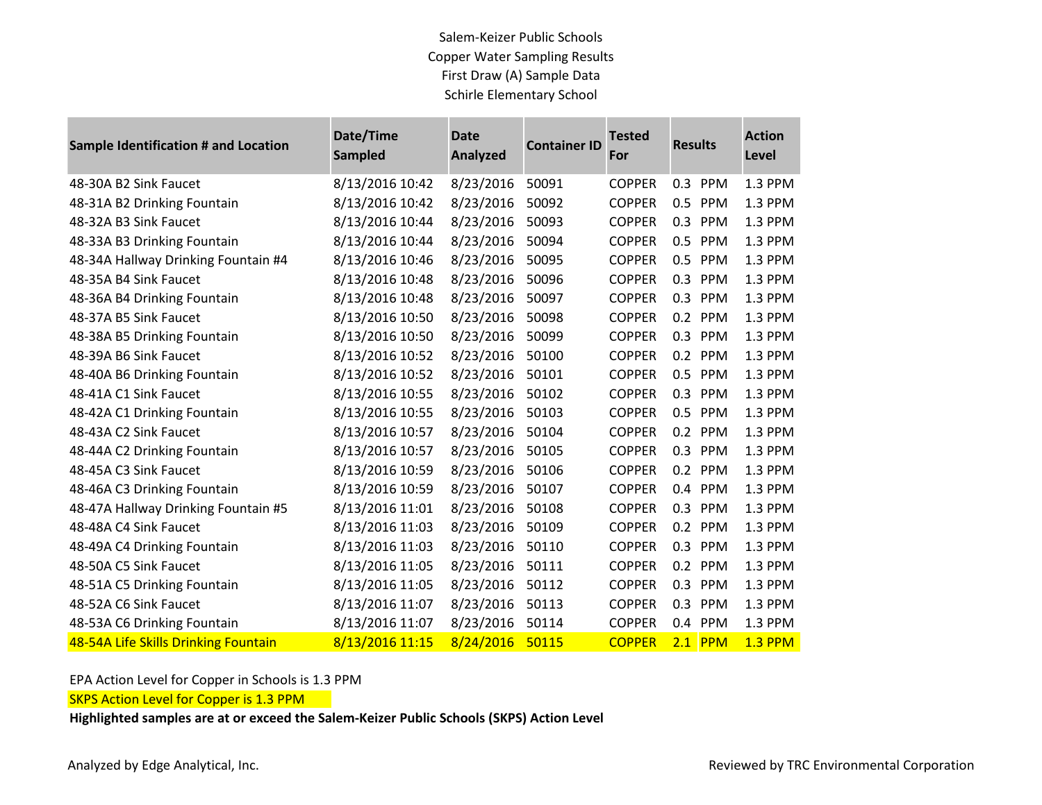Salem-Keizer Public Schools
Copper Water Sampling Results
First Draw (A) Sample Data
Schirle Elementary School

| Sample Identification # and Location | Date/Time Sampled | Date Analyzed | Container ID | Tested For | Results | Action Level |
|---|---|---|---|---|---|---|
| 48-30A B2 Sink Faucet | 8/13/2016 10:42 | 8/23/2016 | 50091 | COPPER | 0.3 PPM | 1.3 PPM |
| 48-31A B2 Drinking Fountain | 8/13/2016 10:42 | 8/23/2016 | 50092 | COPPER | 0.5 PPM | 1.3 PPM |
| 48-32A B3 Sink Faucet | 8/13/2016 10:44 | 8/23/2016 | 50093 | COPPER | 0.3 PPM | 1.3 PPM |
| 48-33A B3 Drinking Fountain | 8/13/2016 10:44 | 8/23/2016 | 50094 | COPPER | 0.5 PPM | 1.3 PPM |
| 48-34A Hallway Drinking Fountain #4 | 8/13/2016 10:46 | 8/23/2016 | 50095 | COPPER | 0.5 PPM | 1.3 PPM |
| 48-35A B4 Sink Faucet | 8/13/2016 10:48 | 8/23/2016 | 50096 | COPPER | 0.3 PPM | 1.3 PPM |
| 48-36A B4 Drinking Fountain | 8/13/2016 10:48 | 8/23/2016 | 50097 | COPPER | 0.3 PPM | 1.3 PPM |
| 48-37A B5 Sink Faucet | 8/13/2016 10:50 | 8/23/2016 | 50098 | COPPER | 0.2 PPM | 1.3 PPM |
| 48-38A B5 Drinking Fountain | 8/13/2016 10:50 | 8/23/2016 | 50099 | COPPER | 0.3 PPM | 1.3 PPM |
| 48-39A B6 Sink Faucet | 8/13/2016 10:52 | 8/23/2016 | 50100 | COPPER | 0.2 PPM | 1.3 PPM |
| 48-40A B6 Drinking Fountain | 8/13/2016 10:52 | 8/23/2016 | 50101 | COPPER | 0.5 PPM | 1.3 PPM |
| 48-41A C1 Sink Faucet | 8/13/2016 10:55 | 8/23/2016 | 50102 | COPPER | 0.3 PPM | 1.3 PPM |
| 48-42A C1 Drinking Fountain | 8/13/2016 10:55 | 8/23/2016 | 50103 | COPPER | 0.5 PPM | 1.3 PPM |
| 48-43A C2 Sink Faucet | 8/13/2016 10:57 | 8/23/2016 | 50104 | COPPER | 0.2 PPM | 1.3 PPM |
| 48-44A C2 Drinking Fountain | 8/13/2016 10:57 | 8/23/2016 | 50105 | COPPER | 0.3 PPM | 1.3 PPM |
| 48-45A C3 Sink Faucet | 8/13/2016 10:59 | 8/23/2016 | 50106 | COPPER | 0.2 PPM | 1.3 PPM |
| 48-46A C3 Drinking Fountain | 8/13/2016 10:59 | 8/23/2016 | 50107 | COPPER | 0.4 PPM | 1.3 PPM |
| 48-47A Hallway Drinking Fountain #5 | 8/13/2016 11:01 | 8/23/2016 | 50108 | COPPER | 0.3 PPM | 1.3 PPM |
| 48-48A C4 Sink Faucet | 8/13/2016 11:03 | 8/23/2016 | 50109 | COPPER | 0.2 PPM | 1.3 PPM |
| 48-49A C4 Drinking Fountain | 8/13/2016 11:03 | 8/23/2016 | 50110 | COPPER | 0.3 PPM | 1.3 PPM |
| 48-50A C5 Sink Faucet | 8/13/2016 11:05 | 8/23/2016 | 50111 | COPPER | 0.2 PPM | 1.3 PPM |
| 48-51A C5 Drinking Fountain | 8/13/2016 11:05 | 8/23/2016 | 50112 | COPPER | 0.3 PPM | 1.3 PPM |
| 48-52A C6 Sink Faucet | 8/13/2016 11:07 | 8/23/2016 | 50113 | COPPER | 0.3 PPM | 1.3 PPM |
| 48-53A C6 Drinking Fountain | 8/13/2016 11:07 | 8/23/2016 | 50114 | COPPER | 0.4 PPM | 1.3 PPM |
| 48-54A Life Skills Drinking Fountain | 8/13/2016 11:15 | 8/24/2016 | 50115 | COPPER | 2.1 PPM | 1.3 PPM |

EPA Action Level for Copper in Schools is 1.3 PPM

SKPS Action Level for Copper is 1.3 PPM

**Highlighted samples are at or exceed the Salem-Keizer Public Schools (SKPS) Action Level**

Analyzed by Edge Analytical, Inc.

Reviewed by TRC Environmental Corporation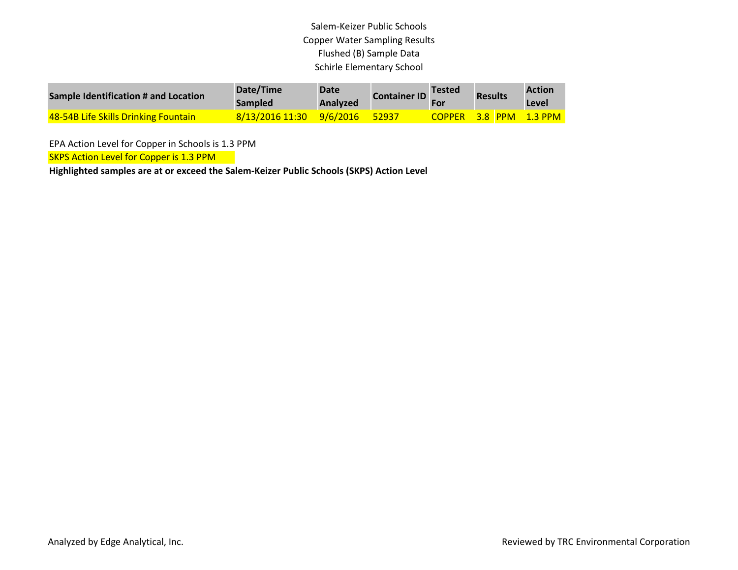Salem-Keizer Public Schools

Copper Water Sampling Results

Flushed (B) Sample Data

Schirle Elementary School

| Sample Identification # and Location | Date/Time Sampled | Date Analyzed | Container ID | Tested For | Results | | Action Level |
|---|---|---|---|---|---|---|---|
| 48-54B Life Skills Drinking Fountain | 8/13/2016 11:30 | 9/6/2016 | 52937 | COPPER | 3.8 | PPM | 1.3 PPM |

EPA Action Level for Copper in Schools is 1.3 PPM

SKPS Action Level for Copper is 1.3 PPM

**Highlighted samples are at or exceed the Salem-Keizer Public Schools (SKPS) Action Level**

Analyzed by Edge Analytical, Inc.

Reviewed by TRC Environmental Corporation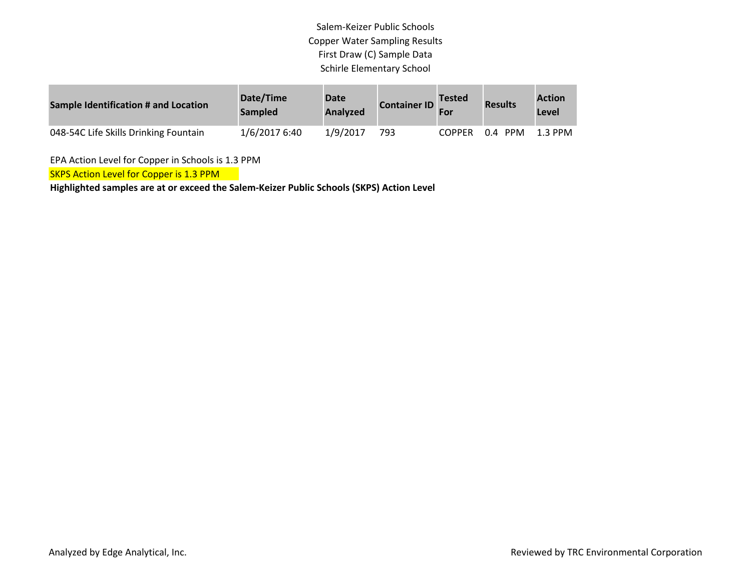Salem-Keizer Public Schools
Copper Water Sampling Results
First Draw (C) Sample Data
Schirle Elementary School

| Sample Identification # and Location | Date/Time Sampled | Date Analyzed | Container ID | Tested For | Results | Action Level |
|---|---|---|---|---|---|---|
| 048-54C Life Skills Drinking Fountain | 1/6/2017 6:40 | 1/9/2017 | 793 | COPPER | 0.4 PPM | 1.3 PPM |

EPA Action Level for Copper in Schools is 1.3 PPM

SKPS Action Level for Copper is 1.3 PPM

**Highlighted samples are at or exceed the Salem-Keizer Public Schools (SKPS) Action Level**

Analyzed by Edge Analytical, Inc.

Reviewed by TRC Environmental Corporation